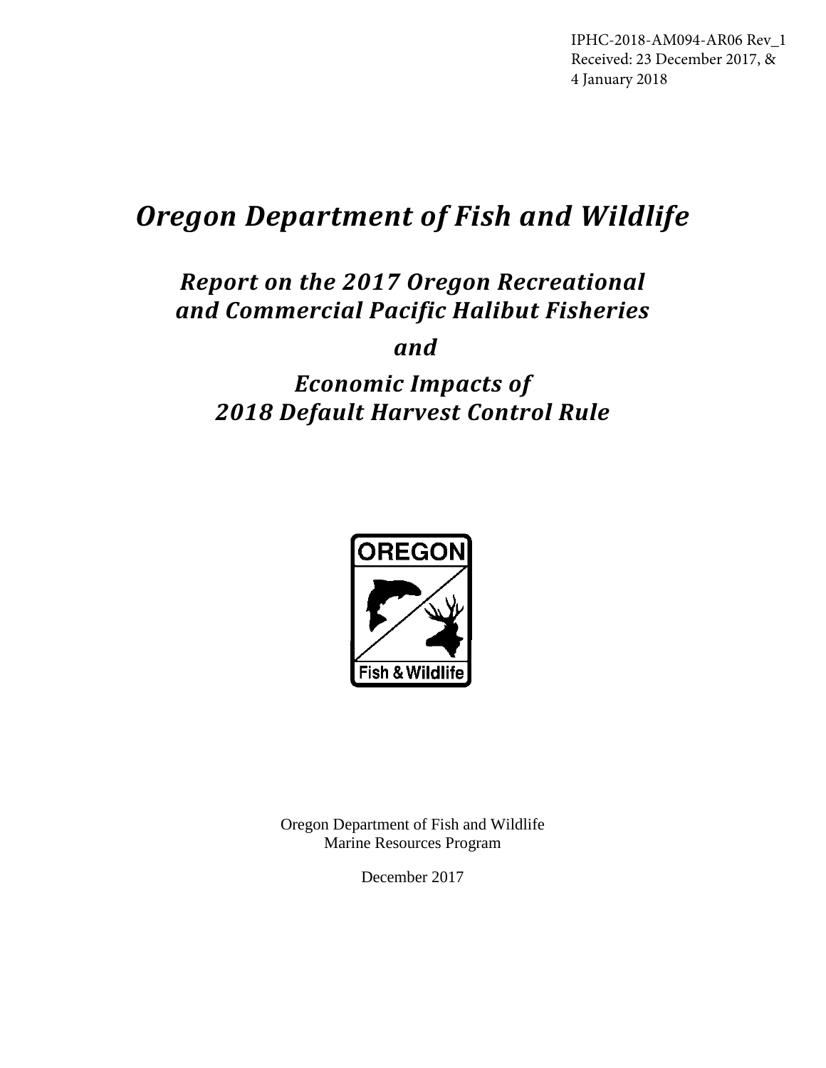IPHC-2018-AM094-AR06 Rev_1
Received: 23 December 2017, &
4 January 2018

# *Oregon Department of Fish and Wildlife*

## *Report on the 2017 Oregon Recreational and Commercial Pacific Halibut Fisheries*

## *and*

## *Economic Impacts of 2018 Default Harvest Control Rule*

Oregon Department of Fish and Wildlife
Marine Resources Program

December 2017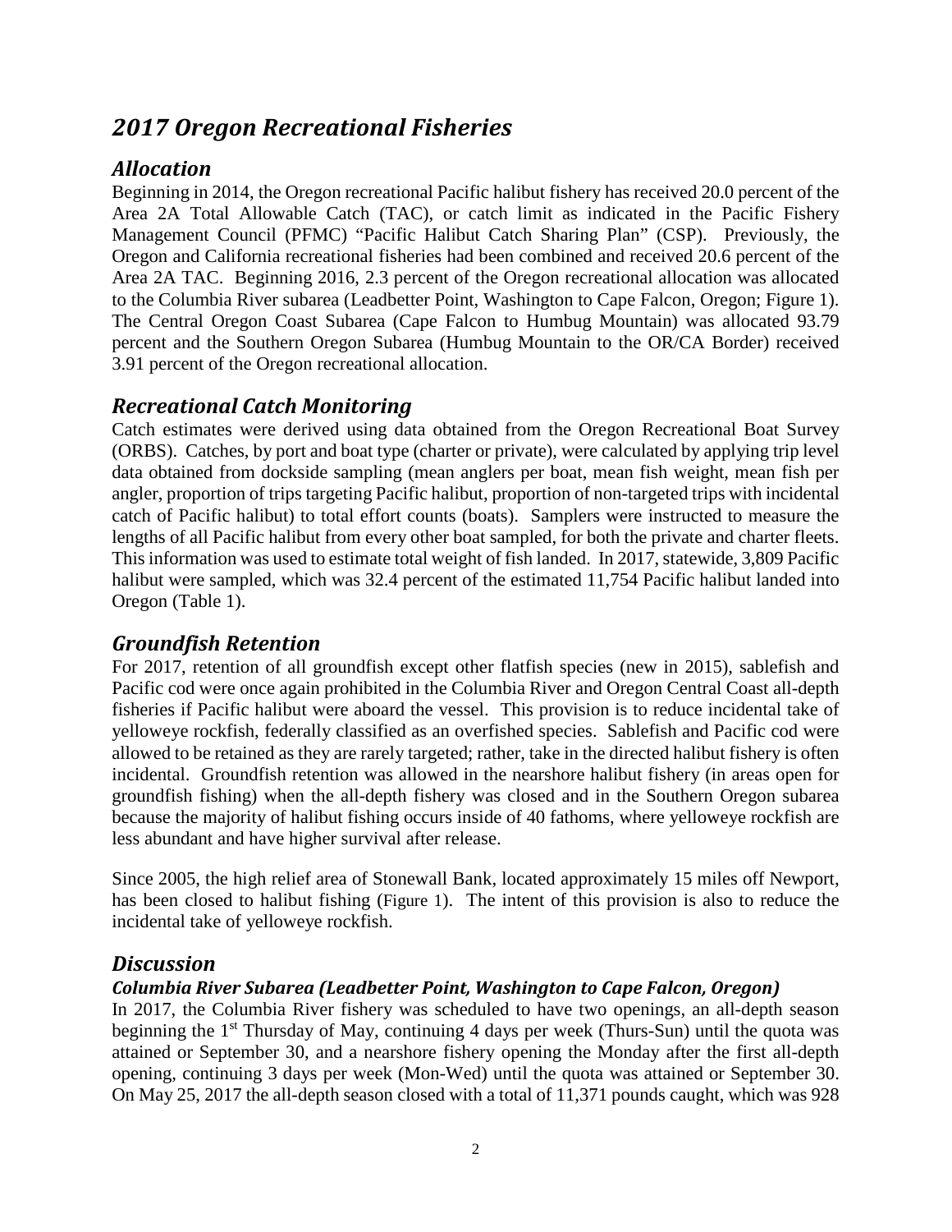# *2017 Oregon Recreational Fisheries*

## *Allocation*

Beginning in 2014, the Oregon recreational Pacific halibut fishery has received 20.0 percent of the Area 2A Total Allowable Catch (TAC), or catch limit as indicated in the Pacific Fishery Management Council (PFMC) "Pacific Halibut Catch Sharing Plan" (CSP). Previously, the Oregon and California recreational fisheries had been combined and received 20.6 percent of the Area 2A TAC. Beginning 2016, 2.3 percent of the Oregon recreational allocation was allocated to the Columbia River subarea (Leadbetter Point, Washington to Cape Falcon, Oregon; Figure 1). The Central Oregon Coast Subarea (Cape Falcon to Humbug Mountain) was allocated 93.79 percent and the Southern Oregon Subarea (Humbug Mountain to the OR/CA Border) received 3.91 percent of the Oregon recreational allocation.

## *Recreational Catch Monitoring*

Catch estimates were derived using data obtained from the Oregon Recreational Boat Survey (ORBS). Catches, by port and boat type (charter or private), were calculated by applying trip level data obtained from dockside sampling (mean anglers per boat, mean fish weight, mean fish per angler, proportion of trips targeting Pacific halibut, proportion of non-targeted trips with incidental catch of Pacific halibut) to total effort counts (boats). Samplers were instructed to measure the lengths of all Pacific halibut from every other boat sampled, for both the private and charter fleets. This information was used to estimate total weight of fish landed. In 2017, statewide, 3,809 Pacific halibut were sampled, which was 32.4 percent of the estimated 11,754 Pacific halibut landed into Oregon (Table 1).

## *Groundfish Retention*

For 2017, retention of all groundfish except other flatfish species (new in 2015), sablefish and Pacific cod were once again prohibited in the Columbia River and Oregon Central Coast all-depth fisheries if Pacific halibut were aboard the vessel. This provision is to reduce incidental take of yelloweye rockfish, federally classified as an overfished species. Sablefish and Pacific cod were allowed to be retained as they are rarely targeted; rather, take in the directed halibut fishery is often incidental. Groundfish retention was allowed in the nearshore halibut fishery (in areas open for groundfish fishing) when the all-depth fishery was closed and in the Southern Oregon subarea because the majority of halibut fishing occurs inside of 40 fathoms, where yelloweye rockfish are less abundant and have higher survival after release.

Since 2005, the high relief area of Stonewall Bank, located approximately 15 miles off Newport, has been closed to halibut fishing (Figure 1). The intent of this provision is also to reduce the incidental take of yelloweye rockfish.

## *Discussion*

### *Columbia River Subarea (Leadbetter Point, Washington to Cape Falcon, Oregon)*

In 2017, the Columbia River fishery was scheduled to have two openings, an all-depth season beginning the 1st Thursday of May, continuing 4 days per week (Thurs-Sun) until the quota was attained or September 30, and a nearshore fishery opening the Monday after the first all-depth opening, continuing 3 days per week (Mon-Wed) until the quota was attained or September 30. On May 25, 2017 the all-depth season closed with a total of 11,371 pounds caught, which was 928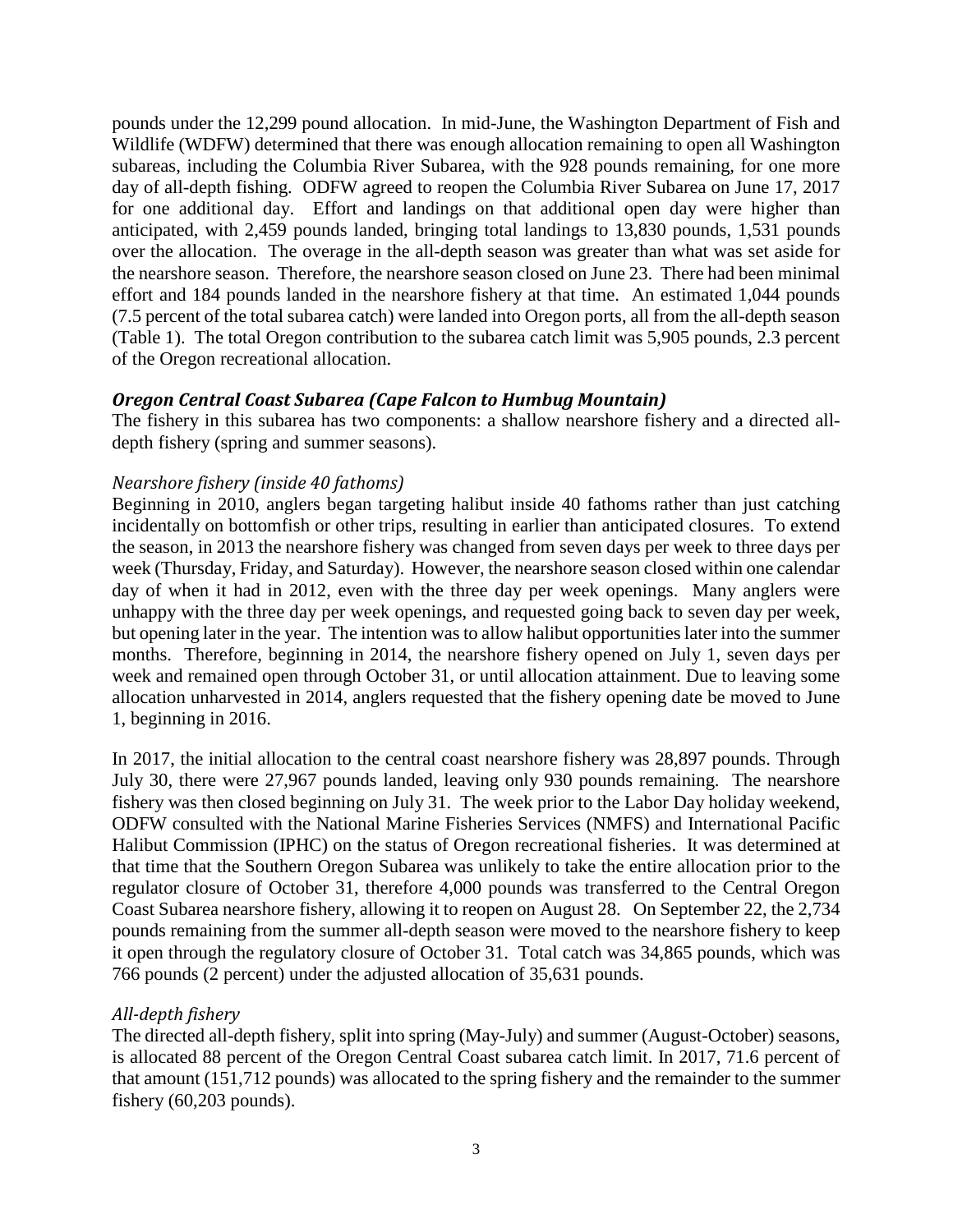pounds under the 12,299 pound allocation. In mid-June, the Washington Department of Fish and Wildlife (WDFW) determined that there was enough allocation remaining to open all Washington subareas, including the Columbia River Subarea, with the 928 pounds remaining, for one more day of all-depth fishing. ODFW agreed to reopen the Columbia River Subarea on June 17, 2017 for one additional day. Effort and landings on that additional open day were higher than anticipated, with 2,459 pounds landed, bringing total landings to 13,830 pounds, 1,531 pounds over the allocation. The overage in the all-depth season was greater than what was set aside for the nearshore season. Therefore, the nearshore season closed on June 23. There had been minimal effort and 184 pounds landed in the nearshore fishery at that time. An estimated 1,044 pounds (7.5 percent of the total subarea catch) were landed into Oregon ports, all from the all-depth season (Table 1). The total Oregon contribution to the subarea catch limit was 5,905 pounds, 2.3 percent of the Oregon recreational allocation.

### *Oregon Central Coast Subarea (Cape Falcon to Humbug Mountain)*

The fishery in this subarea has two components: a shallow nearshore fishery and a directed all-depth fishery (spring and summer seasons).

#### *Nearshore fishery (inside 40 fathoms)*

Beginning in 2010, anglers began targeting halibut inside 40 fathoms rather than just catching incidentally on bottomfish or other trips, resulting in earlier than anticipated closures. To extend the season, in 2013 the nearshore fishery was changed from seven days per week to three days per week (Thursday, Friday, and Saturday). However, the nearshore season closed within one calendar day of when it had in 2012, even with the three day per week openings. Many anglers were unhappy with the three day per week openings, and requested going back to seven day per week, but opening later in the year. The intention was to allow halibut opportunities later into the summer months. Therefore, beginning in 2014, the nearshore fishery opened on July 1, seven days per week and remained open through October 31, or until allocation attainment. Due to leaving some allocation unharvested in 2014, anglers requested that the fishery opening date be moved to June 1, beginning in 2016.

In 2017, the initial allocation to the central coast nearshore fishery was 28,897 pounds. Through July 30, there were 27,967 pounds landed, leaving only 930 pounds remaining. The nearshore fishery was then closed beginning on July 31. The week prior to the Labor Day holiday weekend, ODFW consulted with the National Marine Fisheries Services (NMFS) and International Pacific Halibut Commission (IPHC) on the status of Oregon recreational fisheries. It was determined at that time that the Southern Oregon Subarea was unlikely to take the entire allocation prior to the regulator closure of October 31, therefore 4,000 pounds was transferred to the Central Oregon Coast Subarea nearshore fishery, allowing it to reopen on August 28. On September 22, the 2,734 pounds remaining from the summer all-depth season were moved to the nearshore fishery to keep it open through the regulatory closure of October 31. Total catch was 34,865 pounds, which was 766 pounds (2 percent) under the adjusted allocation of 35,631 pounds.

#### *All-depth fishery*

The directed all-depth fishery, split into spring (May-July) and summer (August-October) seasons, is allocated 88 percent of the Oregon Central Coast subarea catch limit. In 2017, 71.6 percent of that amount (151,712 pounds) was allocated to the spring fishery and the remainder to the summer fishery (60,203 pounds).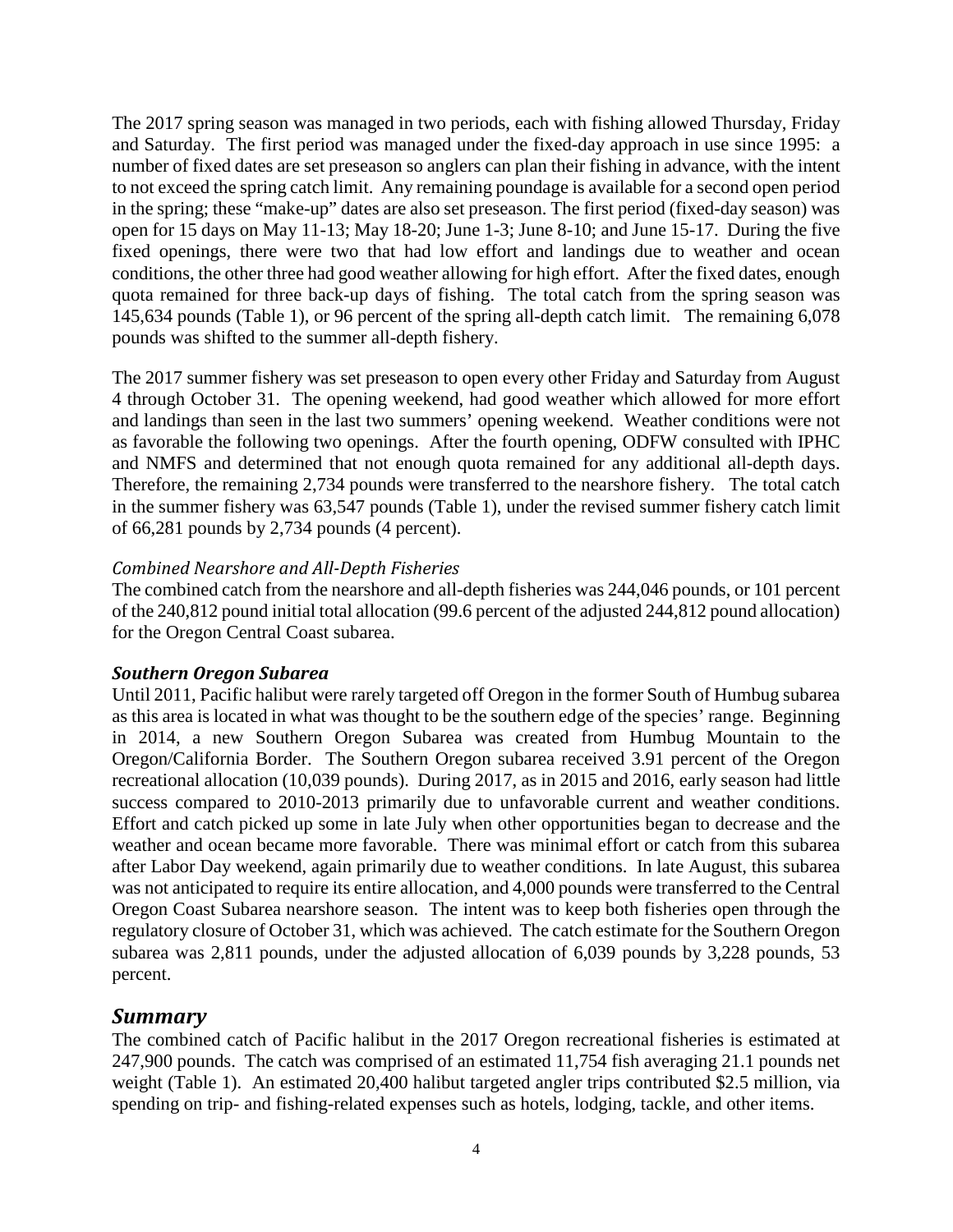The 2017 spring season was managed in two periods, each with fishing allowed Thursday, Friday and Saturday. The first period was managed under the fixed-day approach in use since 1995: a number of fixed dates are set preseason so anglers can plan their fishing in advance, with the intent to not exceed the spring catch limit. Any remaining poundage is available for a second open period in the spring; these "make-up" dates are also set preseason. The first period (fixed-day season) was open for 15 days on May 11-13; May 18-20; June 1-3; June 8-10; and June 15-17. During the five fixed openings, there were two that had low effort and landings due to weather and ocean conditions, the other three had good weather allowing for high effort. After the fixed dates, enough quota remained for three back-up days of fishing. The total catch from the spring season was 145,634 pounds (Table 1), or 96 percent of the spring all-depth catch limit. The remaining 6,078 pounds was shifted to the summer all-depth fishery.

The 2017 summer fishery was set preseason to open every other Friday and Saturday from August 4 through October 31. The opening weekend, had good weather which allowed for more effort and landings than seen in the last two summers' opening weekend. Weather conditions were not as favorable the following two openings. After the fourth opening, ODFW consulted with IPHC and NMFS and determined that not enough quota remained for any additional all-depth days. Therefore, the remaining 2,734 pounds were transferred to the nearshore fishery. The total catch in the summer fishery was 63,547 pounds (Table 1), under the revised summer fishery catch limit of 66,281 pounds by 2,734 pounds (4 percent).

*Combined Nearshore and All-Depth Fisheries*

The combined catch from the nearshore and all-depth fisheries was 244,046 pounds, or 101 percent of the 240,812 pound initial total allocation (99.6 percent of the adjusted 244,812 pound allocation) for the Oregon Central Coast subarea.

***Southern Oregon Subarea***

Until 2011, Pacific halibut were rarely targeted off Oregon in the former South of Humbug subarea as this area is located in what was thought to be the southern edge of the species' range. Beginning in 2014, a new Southern Oregon Subarea was created from Humbug Mountain to the Oregon/California Border. The Southern Oregon subarea received 3.91 percent of the Oregon recreational allocation (10,039 pounds). During 2017, as in 2015 and 2016, early season had little success compared to 2010-2013 primarily due to unfavorable current and weather conditions. Effort and catch picked up some in late July when other opportunities began to decrease and the weather and ocean became more favorable. There was minimal effort or catch from this subarea after Labor Day weekend, again primarily due to weather conditions. In late August, this subarea was not anticipated to require its entire allocation, and 4,000 pounds were transferred to the Central Oregon Coast Subarea nearshore season. The intent was to keep both fisheries open through the regulatory closure of October 31, which was achieved. The catch estimate for the Southern Oregon subarea was 2,811 pounds, under the adjusted allocation of 6,039 pounds by 3,228 pounds, 53 percent.

## *Summary*

The combined catch of Pacific halibut in the 2017 Oregon recreational fisheries is estimated at 247,900 pounds. The catch was comprised of an estimated 11,754 fish averaging 21.1 pounds net weight (Table 1). An estimated 20,400 halibut targeted angler trips contributed $2.5 million, via spending on trip- and fishing-related expenses such as hotels, lodging, tackle, and other items.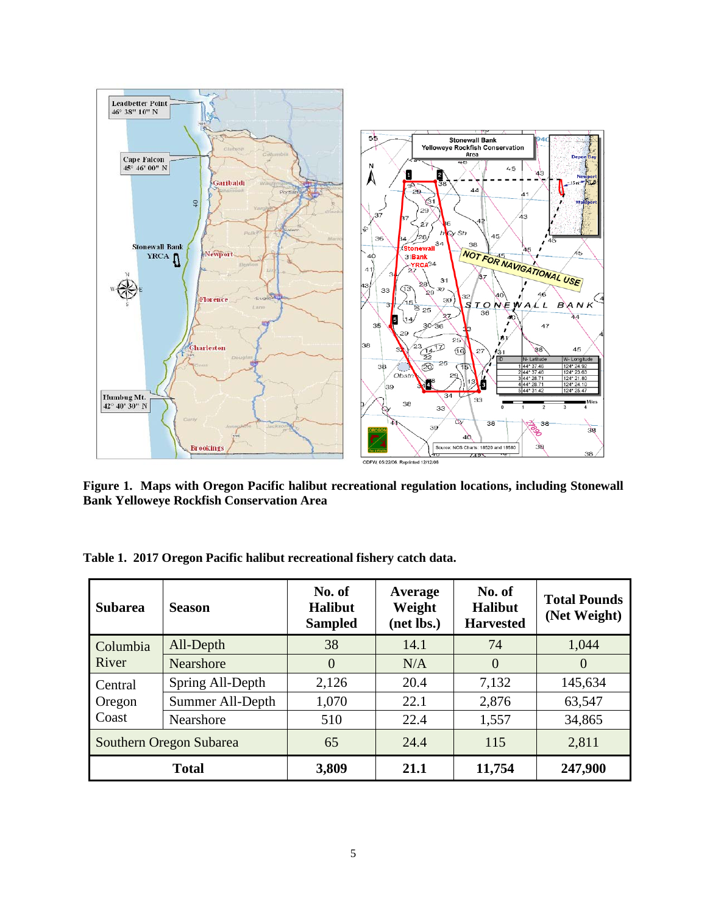**Figure 1. Maps with Oregon Pacific halibut recreational regulation locations, including Stonewall Bank Yelloweye Rockfish Conservation Area**

**Table 1. 2017 Oregon Pacific halibut recreational fishery catch data.**

| Subarea | Season | No. of Halibut Sampled | Average Weight (net lbs.) | No. of Halibut Harvested | Total Pounds (Net Weight) |
|---|---|---|---|---|---|
| Columbia River | All-Depth | 38 | 14.1 | 74 | 1,044 |
| | Nearshore | 0 | N/A | 0 | 0 |
| Central Oregon Coast | Spring All-Depth | 2,126 | 20.4 | 7,132 | 145,634 |
| | Summer All-Depth | 1,070 | 22.1 | 2,876 | 63,547 |
| | Nearshore | 510 | 22.4 | 1,557 | 34,865 |
| Southern Oregon Subarea | | 65 | 24.4 | 115 | 2,811 |
| **Total** | | **3,809** | **21.1** | **11,754** | **247,900** |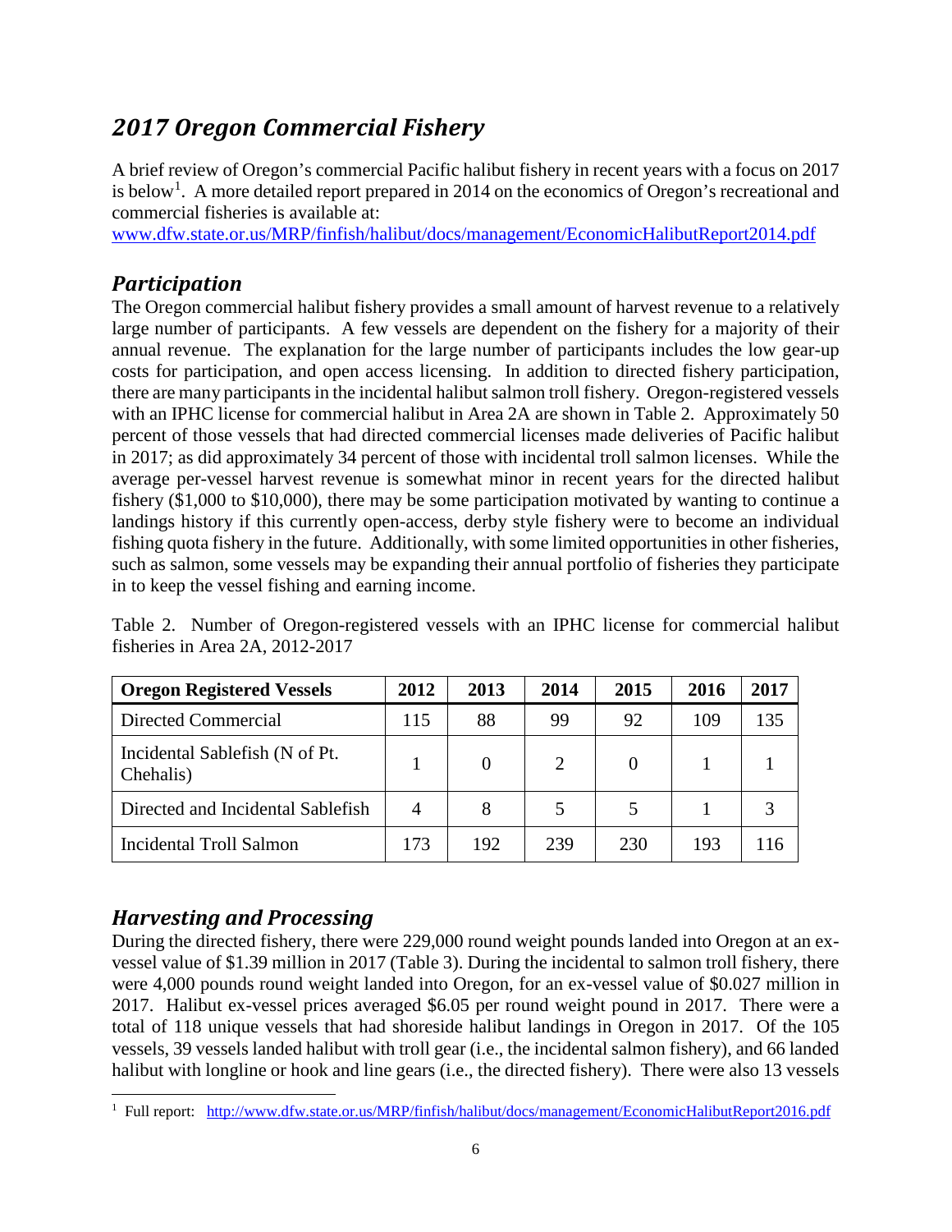## *2017 Oregon Commercial Fishery*

A brief review of Oregon's commercial Pacific halibut fishery in recent years with a focus on 2017 is below[1]. A more detailed report prepared in 2014 on the economics of Oregon's recreational and commercial fisheries is available at:
www.dfw.state.or.us/MRP/finfish/halibut/docs/management/EconomicHalibutReport2014.pdf

### *Participation*

The Oregon commercial halibut fishery provides a small amount of harvest revenue to a relatively large number of participants. A few vessels are dependent on the fishery for a majority of their annual revenue. The explanation for the large number of participants includes the low gear-up costs for participation, and open access licensing. In addition to directed fishery participation, there are many participants in the incidental halibut salmon troll fishery. Oregon-registered vessels with an IPHC license for commercial halibut in Area 2A are shown in Table 2. Approximately 50 percent of those vessels that had directed commercial licenses made deliveries of Pacific halibut in 2017; as did approximately 34 percent of those with incidental troll salmon licenses. While the average per-vessel harvest revenue is somewhat minor in recent years for the directed halibut fishery ($1,000 to $10,000), there may be some participation motivated by wanting to continue a landings history if this currently open-access, derby style fishery were to become an individual fishing quota fishery in the future. Additionally, with some limited opportunities in other fisheries, such as salmon, some vessels may be expanding their annual portfolio of fisheries they participate in to keep the vessel fishing and earning income.

Table 2. Number of Oregon-registered vessels with an IPHC license for commercial halibut fisheries in Area 2A, 2012-2017

| Oregon Registered Vessels | 2012 | 2013 | 2014 | 2015 | 2016 | 2017 |
|---|---|---|---|---|---|---|
| Directed Commercial | 115 | 88 | 99 | 92 | 109 | 135 |
| Incidental Sablefish (N of Pt. Chehalis) | 1 | 0 | 2 | 0 | 1 | 1 |
| Directed and Incidental Sablefish | 4 | 8 | 5 | 5 | 1 | 3 |
| Incidental Troll Salmon | 173 | 192 | 239 | 230 | 193 | 116 |

### *Harvesting and Processing*

During the directed fishery, there were 229,000 round weight pounds landed into Oregon at an ex-vessel value of $1.39 million in 2017 (Table 3). During the incidental to salmon troll fishery, there were 4,000 pounds round weight landed into Oregon, for an ex-vessel value of $0.027 million in 2017. Halibut ex-vessel prices averaged $6.05 per round weight pound in 2017. There were a total of 118 unique vessels that had shoreside halibut landings in Oregon in 2017. Of the 105 vessels, 39 vessels landed halibut with troll gear (i.e., the incidental salmon fishery), and 66 landed halibut with longline or hook and line gears (i.e., the directed fishery). There were also 13 vessels

[1] Full report: http://www.dfw.state.or.us/MRP/finfish/halibut/docs/management/EconomicHalibutReport2016.pdf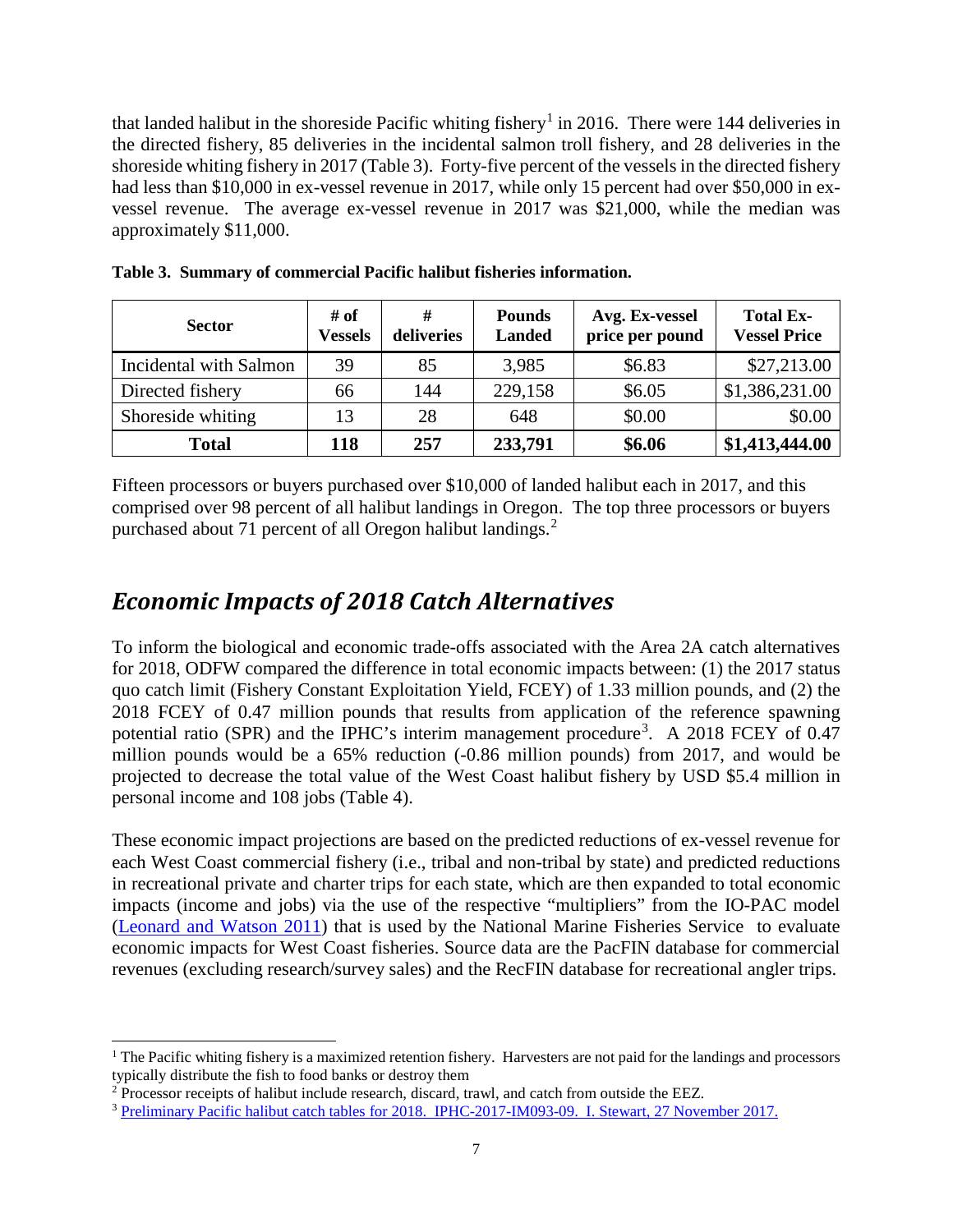that landed halibut in the shoreside Pacific whiting fishery[1] in 2016. There were 144 deliveries in the directed fishery, 85 deliveries in the incidental salmon troll fishery, and 28 deliveries in the shoreside whiting fishery in 2017 (Table 3). Forty-five percent of the vessels in the directed fishery had less than $10,000 in ex-vessel revenue in 2017, while only 15 percent had over $50,000 in ex-vessel revenue. The average ex-vessel revenue in 2017 was $21,000, while the median was approximately $11,000.

**Table 3. Summary of commercial Pacific halibut fisheries information.**

| Sector | # of Vessels | # deliveries | Pounds Landed | Avg. Ex-vessel price per pound | Total Ex-Vessel Price |
|---|---|---|---|---|---|
| Incidental with Salmon | 39 | 85 | 3,985 | $6.83 | $27,213.00 |
| Directed fishery | 66 | 144 | 229,158 | $6.05 | $1,386,231.00 |
| Shoreside whiting | 13 | 28 | 648 | $0.00 | $0.00 |
| **Total** | **118** | **257** | **233,791** | **$6.06** | **$1,413,444.00** |

Fifteen processors or buyers purchased over $10,000 of landed halibut each in 2017, and this comprised over 98 percent of all halibut landings in Oregon. The top three processors or buyers purchased about 71 percent of all Oregon halibut landings.[2]

## *Economic Impacts of 2018 Catch Alternatives*

To inform the biological and economic trade-offs associated with the Area 2A catch alternatives for 2018, ODFW compared the difference in total economic impacts between: (1) the 2017 status quo catch limit (Fishery Constant Exploitation Yield, FCEY) of 1.33 million pounds, and (2) the 2018 FCEY of 0.47 million pounds that results from application of the reference spawning potential ratio (SPR) and the IPHC's interim management procedure[3]. A 2018 FCEY of 0.47 million pounds would be a 65% reduction (-0.86 million pounds) from 2017, and would be projected to decrease the total value of the West Coast halibut fishery by USD $5.4 million in personal income and 108 jobs (Table 4).

These economic impact projections are based on the predicted reductions of ex-vessel revenue for each West Coast commercial fishery (i.e., tribal and non-tribal by state) and predicted reductions in recreational private and charter trips for each state, which are then expanded to total economic impacts (income and jobs) via the use of the respective "multipliers" from the IO-PAC model (Leonard and Watson 2011) that is used by the National Marine Fisheries Service to evaluate economic impacts for West Coast fisheries. Source data are the PacFIN database for commercial revenues (excluding research/survey sales) and the RecFIN database for recreational angler trips.

---

[1] The Pacific whiting fishery is a maximized retention fishery. Harvesters are not paid for the landings and processors typically distribute the fish to food banks or destroy them

[2] Processor receipts of halibut include research, discard, trawl, and catch from outside the EEZ.

[3] Preliminary Pacific halibut catch tables for 2018. IPHC-2017-IM093-09. I. Stewart, 27 November 2017.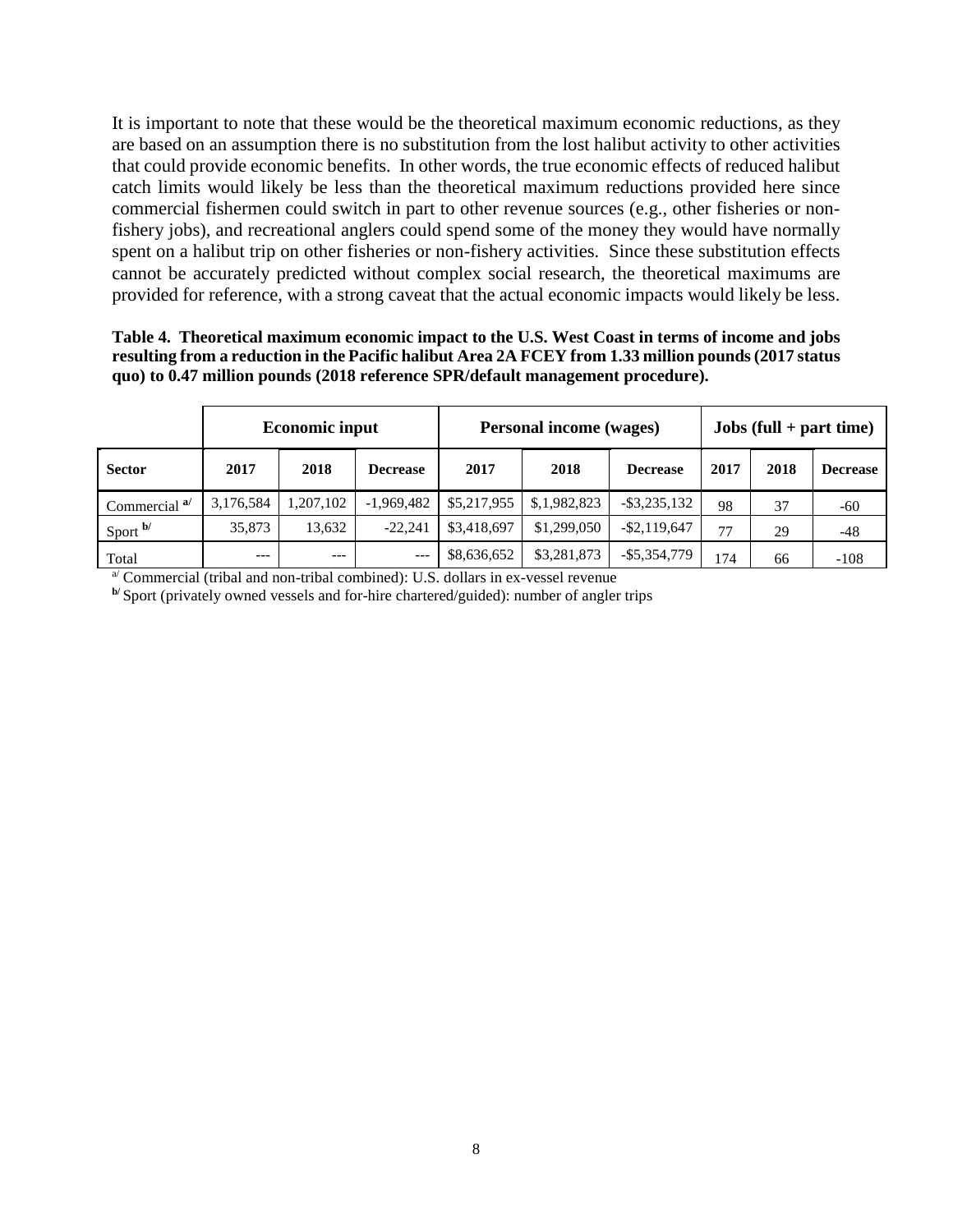It is important to note that these would be the theoretical maximum economic reductions, as they are based on an assumption there is no substitution from the lost halibut activity to other activities that could provide economic benefits. In other words, the true economic effects of reduced halibut catch limits would likely be less than the theoretical maximum reductions provided here since commercial fishermen could switch in part to other revenue sources (e.g., other fisheries or non-fishery jobs), and recreational anglers could spend some of the money they would have normally spent on a halibut trip on other fisheries or non-fishery activities. Since these substitution effects cannot be accurately predicted without complex social research, the theoretical maximums are provided for reference, with a strong caveat that the actual economic impacts would likely be less.

**Table 4. Theoretical maximum economic impact to the U.S. West Coast in terms of income and jobs resulting from a reduction in the Pacific halibut Area 2A FCEY from 1.33 million pounds (2017 status quo) to 0.47 million pounds (2018 reference SPR/default management procedure).**

| | Economic input | | | Personal income (wages) | | | Jobs (full + part time) | | |
|---|---|---|---|---|---|---|---|---|---|
| **Sector** | **2017** | **2018** | **Decrease** | **2017** | **2018** | **Decrease** | **2017** | **2018** | **Decrease** |
| Commercial [a/] | 3,176,584 | 1,207,102 | -1,969,482 | $5,217,955 | $,1,982,823 | -$3,235,132 | 98 | 37 | -60 |
| Sport [b/] | 35,873 | 13,632 | -22,241 | $3,418,697 | $1,299,050 | -$2,119,647 | 77 | 29 | -48 |
| Total | --- | --- | --- | $8,636,652 | $3,281,873 | -$5,354,779 | 174 | 66 | -108 |

[a/] Commercial (tribal and non-tribal combined): U.S. dollars in ex-vessel revenue

[b/] Sport (privately owned vessels and for-hire chartered/guided): number of angler trips